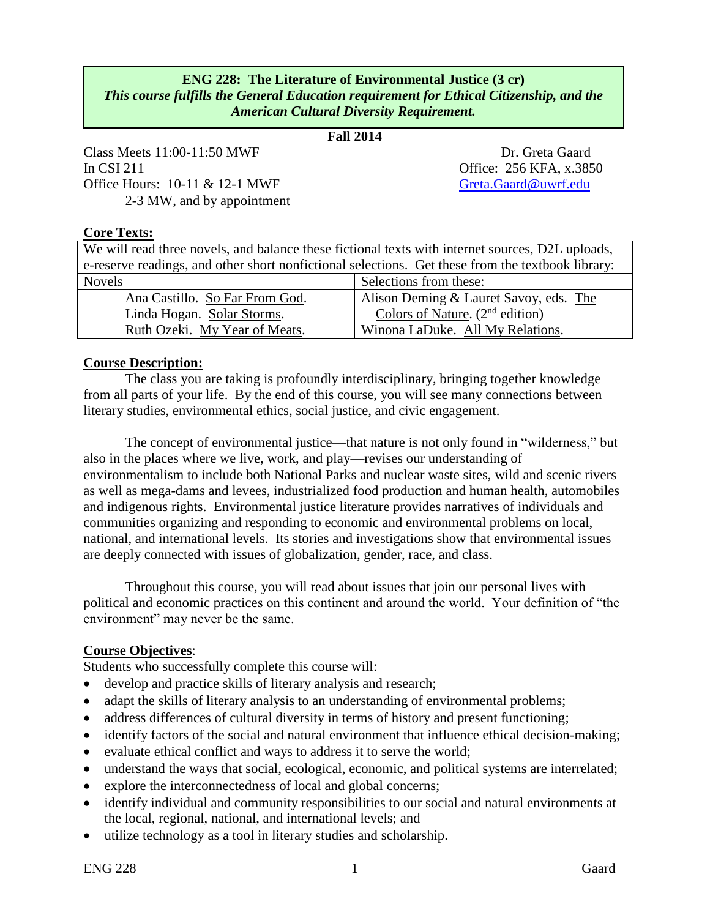# ENG 228: The Literature of Environmental Justice (3 cr)

*This course fulfills the General Education requirement for Ethical Citizenship, and the American Cultural Diversity Requirement.*

**Fall 2014**

Class Meets 11:00-11:50 MWF
In CSI 211
Office Hours: 10-11 & 12-1 MWF
2-3 MW, and by appointment

Dr. Greta Gaard
Office: 256 KFA, x.3850
Greta.Gaard@uwrf.edu

## Core Texts:

We will read three novels, and balance these fictional texts with internet sources, D2L uploads, e-reserve readings, and other short nonfictional selections. Get these from the textbook library:

| Novels | Selections from these: |
|---|---|
| Ana Castillo. So Far From God. | Alison Deming & Lauret Savoy, eds. The Colors of Nature. (2nd edition) |
| Linda Hogan. Solar Storms. | Winona LaDuke. All My Relations. |
| Ruth Ozeki. My Year of Meats. | |

## Course Description:

The class you are taking is profoundly interdisciplinary, bringing together knowledge from all parts of your life. By the end of this course, you will see many connections between literary studies, environmental ethics, social justice, and civic engagement.

The concept of environmental justice—that nature is not only found in "wilderness," but also in the places where we live, work, and play—revises our understanding of environmentalism to include both National Parks and nuclear waste sites, wild and scenic rivers as well as mega-dams and levees, industrialized food production and human health, automobiles and indigenous rights. Environmental justice literature provides narratives of individuals and communities organizing and responding to economic and environmental problems on local, national, and international levels. Its stories and investigations show that environmental issues are deeply connected with issues of globalization, gender, race, and class.

Throughout this course, you will read about issues that join our personal lives with political and economic practices on this continent and around the world. Your definition of "the environment" may never be the same.

## Course Objectives:

Students who successfully complete this course will:

- develop and practice skills of literary analysis and research;
- adapt the skills of literary analysis to an understanding of environmental problems;
- address differences of cultural diversity in terms of history and present functioning;
- identify factors of the social and natural environment that influence ethical decision-making;
- evaluate ethical conflict and ways to address it to serve the world;
- understand the ways that social, ecological, economic, and political systems are interrelated;
- explore the interconnectedness of local and global concerns;
- identify individual and community responsibilities to our social and natural environments at the local, regional, national, and international levels; and
- utilize technology as a tool in literary studies and scholarship.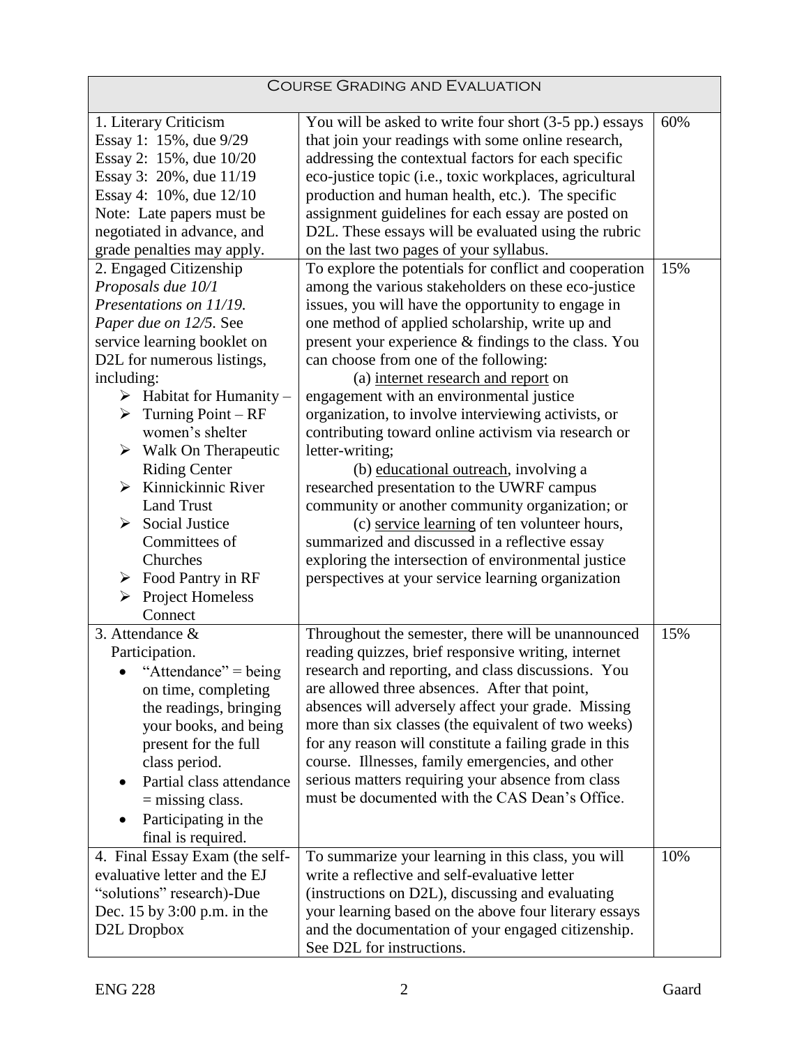| Course Grading and Evaluation | | |
|---|---|---|
| 1. Literary Criticism<br>Essay 1: 15%, due 9/29<br>Essay 2: 15%, due 10/20<br>Essay 3: 20%, due 11/19<br>Essay 4: 10%, due 12/10<br>Note: Late papers must be negotiated in advance, and grade penalties may apply. | You will be asked to write four short (3-5 pp.) essays that join your readings with some online research, addressing the contextual factors for each specific eco-justice topic (i.e., toxic workplaces, agricultural production and human health, etc.). The specific assignment guidelines for each essay are posted on D2L. These essays will be evaluated using the rubric on the last two pages of your syllabus. | 60% |
| 2. Engaged Citizenship<br>*Proposals due 10/1*<br>*Presentations on 11/19.*<br>*Paper due on 12/5.* See service learning booklet on D2L for numerous listings, including:<br>➢ Habitat for Humanity –<br>➢ Turning Point – RF women's shelter<br>➢ Walk On Therapeutic Riding Center<br>➢ Kinnickinnic River Land Trust<br>➢ Social Justice Committees of Churches<br>➢ Food Pantry in RF<br>➢ Project Homeless Connect | To explore the potentials for conflict and cooperation among the various stakeholders on these eco-justice issues, you will have the opportunity to engage in one method of applied scholarship, write up and present your experience & findings to the class. You can choose from one of the following:<br>(a) <u>internet research and report</u> on engagement with an environmental justice organization, to involve interviewing activists, or contributing toward online activism via research or letter-writing;<br>(b) <u>educational outreach</u>, involving a researched presentation to the UWRF campus community or another community organization; or<br>(c) <u>service learning</u> of ten volunteer hours, summarized and discussed in a reflective essay exploring the intersection of environmental justice perspectives at your service learning organization | 15% |
| 3. Attendance & Participation.<br>• "Attendance" = being on time, completing the readings, bringing your books, and being present for the full class period.<br>• Partial class attendance = missing class.<br>• Participating in the final is required. | Throughout the semester, there will be unannounced reading quizzes, brief responsive writing, internet research and reporting, and class discussions. You are allowed three absences. After that point, absences will adversely affect your grade. Missing more than six classes (the equivalent of two weeks) for any reason will constitute a failing grade in this course. Illnesses, family emergencies, and other serious matters requiring your absence from class must be documented with the CAS Dean's Office. | 15% |
| 4. Final Essay Exam (the self-evaluative letter and the EJ "solutions" research)-Due Dec. 15 by 3:00 p.m. in the D2L Dropbox | To summarize your learning in this class, you will write a reflective and self-evaluative letter (instructions on D2L), discussing and evaluating your learning based on the above four literary essays and the documentation of your engaged citizenship. See D2L for instructions. | 10% |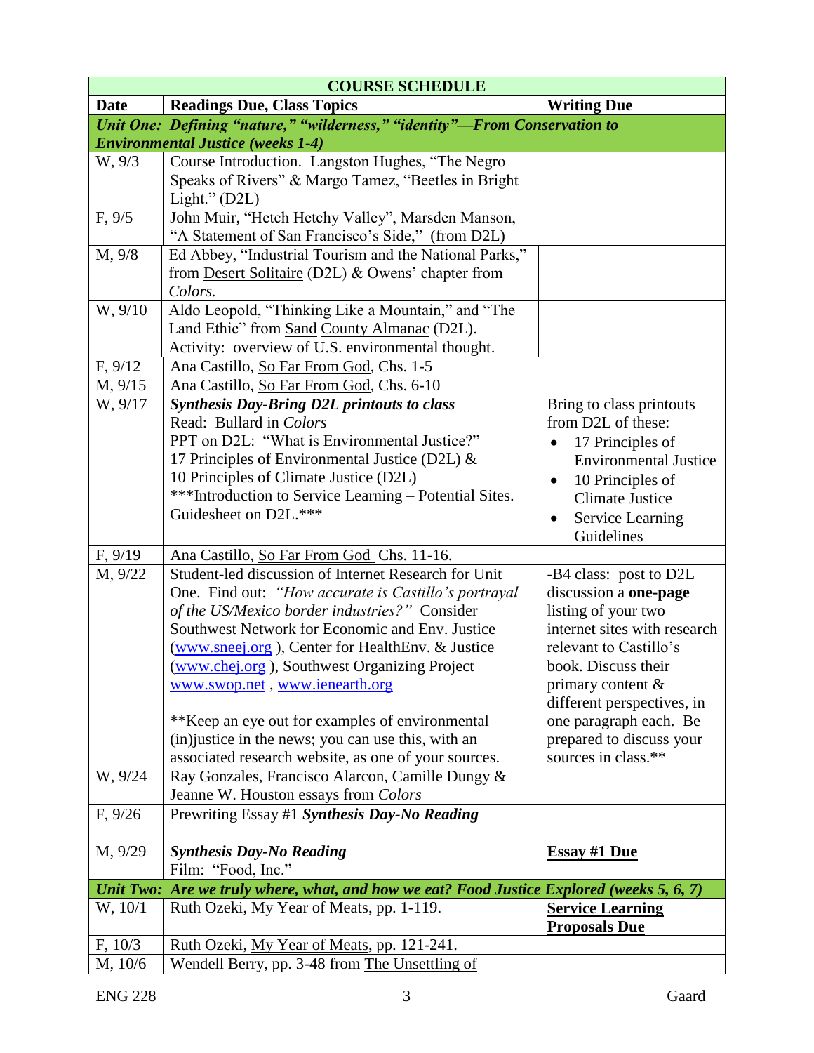| **COURSE SCHEDULE** | | |
|---|---|---|
| **Date** | **Readings Due, Class Topics** | **Writing Due** |
| ***Unit One: Defining "nature," "wilderness," "identity"—From Conservation to Environmental Justice (weeks 1-4)*** | | |
| W, 9/3 | Course Introduction. Langston Hughes, "The Negro Speaks of Rivers" & Margo Tamez, "Beetles in Bright Light." (D2L) | |
| F, 9/5 | John Muir, "Hetch Hetchy Valley", Marsden Manson, "A Statement of San Francisco's Side," (from D2L) | |
| M, 9/8 | Ed Abbey, "Industrial Tourism and the National Parks," from Desert Solitaire (D2L) & Owens' chapter from *Colors*. | |
| W, 9/10 | Aldo Leopold, "Thinking Like a Mountain," and "The Land Ethic" from Sand County Almanac (D2L). Activity: overview of U.S. environmental thought. | |
| F, 9/12 | Ana Castillo, So Far From God, Chs. 1-5 | |
| M, 9/15 | Ana Castillo, So Far From God, Chs. 6-10 | |
| W, 9/17 | ***Synthesis Day-Bring D2L printouts to class*** Read: Bullard in *Colors* PPT on D2L: "What is Environmental Justice?" 17 Principles of Environmental Justice (D2L) & 10 Principles of Climate Justice (D2L) ***Introduction to Service Learning – Potential Sites. Guidesheet on D2L.*** | Bring to class printouts from D2L of these: • 17 Principles of Environmental Justice • 10 Principles of Climate Justice • Service Learning Guidelines |
| F, 9/19 | Ana Castillo, So Far From God Chs. 11-16. | |
| M, 9/22 | Student-led discussion of Internet Research for Unit One. Find out: *"How accurate is Castillo's portrayal of the US/Mexico border industries?"* Consider Southwest Network for Economic and Env. Justice (www.sneej.org ), Center for HealthEnv. & Justice (www.chej.org ), Southwest Organizing Project www.swop.net , www.ienearth.org **Keep an eye out for examples of environmental (in)justice in the news; you can use this, with an associated research website, as one of your sources. | -B4 class: post to D2L discussion a **one-page** listing of your two internet sites with research relevant to Castillo's book. Discuss their primary content & different perspectives, in one paragraph each. Be prepared to discuss your sources in class.** |
| W, 9/24 | Ray Gonzales, Francisco Alarcon, Camille Dungy & Jeanne W. Houston essays from *Colors* | |
| F, 9/26 | Prewriting Essay #1 ***Synthesis Day-No Reading*** | |
| M, 9/29 | ***Synthesis Day-No Reading*** Film: "Food, Inc." | **Essay #1 Due** |
| ***Unit Two: Are we truly where, what, and how we eat? Food Justice Explored (weeks 5, 6, 7)*** | | |
| W, 10/1 | Ruth Ozeki, My Year of Meats, pp. 1-119. | **Service Learning Proposals Due** |
| F, 10/3 | Ruth Ozeki, My Year of Meats, pp. 121-241. | |
| M, 10/6 | Wendell Berry, pp. 3-48 from The Unsettling of | |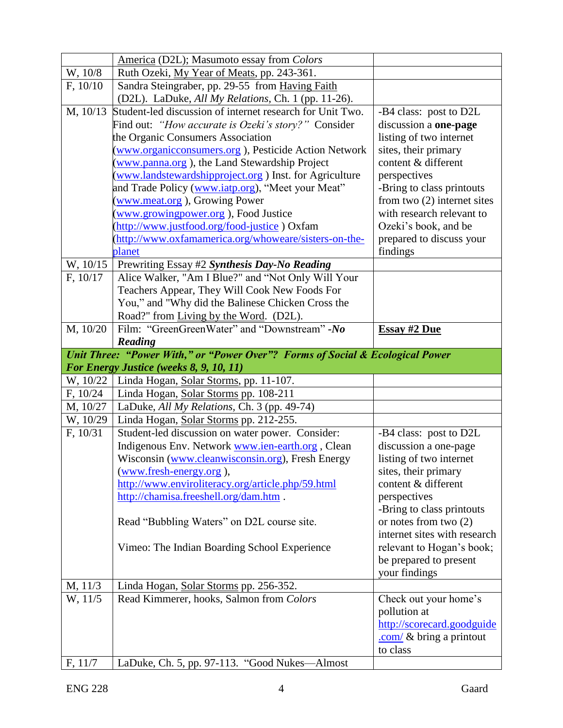| | | |
|---|---|---|
| | America (D2L); Masumoto essay from *Colors* | |
| W, 10/8 | Ruth Ozeki, My Year of Meats, pp. 243-361. | |
| F, 10/10 | Sandra Steingraber, pp. 29-55 from Having Faith (D2L). LaDuke, *All My Relations,* Ch. 1 (pp. 11-26). | |
| M, 10/13 | Student-led discussion of internet research for Unit Two. Find out: *"How accurate is Ozeki's story?"* Consider the Organic Consumers Association (www.organicconsumers.org ), Pesticide Action Network (www.panna.org ), the Land Stewardship Project (www.landstewardshipproject.org ) Inst. for Agriculture and Trade Policy (www.iatp.org), "Meet your Meat" (www.meat.org ), Growing Power (www.growingpower.org ), Food Justice (http://www.justfood.org/food-justice ) Oxfam (http://www.oxfamamerica.org/whoweare/sisters-on-the-planet | -B4 class: post to D2L discussion a **one-page** listing of two internet sites, their primary content & different perspectives<br>-Bring to class printouts from two (2) internet sites with research relevant to Ozeki's book, and be prepared to discuss your findings |
| W, 10/15 | Prewriting Essay #2 ***Synthesis Day-No Reading*** | |
| F, 10/17 | Alice Walker, "Am I Blue?" and "Not Only Will Your Teachers Appear, They Will Cook New Foods For You," and "Why did the Balinese Chicken Cross the Road?" from Living by the Word. (D2L). | |
| M, 10/20 | Film: "GreenGreenWater" and "Downstream" -***No Reading*** | **Essay #2 Due** |
| ***Unit Three: "Power With," or "Power Over"? Forms of Social & Ecological Power For Energy Justice (weeks 8, 9, 10, 11)*** | | |
| W, 10/22 | Linda Hogan, Solar Storms, pp. 11-107. | |
| F, 10/24 | Linda Hogan, Solar Storms pp. 108-211 | |
| M, 10/27 | LaDuke, *All My Relations,* Ch. 3 (pp. 49-74) | |
| W, 10/29 | Linda Hogan, Solar Storms pp. 212-255. | |
| F, 10/31 | Student-led discussion on water power. Consider: Indigenous Env. Network www.ien-earth.org , Clean Wisconsin (www.cleanwisconsin.org), Fresh Energy (www.fresh-energy.org ), http://www.enviroliteracy.org/article.php/59.html http://chamisa.freeshell.org/dam.htm .<br><br>Read "Bubbling Waters" on D2L course site.<br><br>Vimeo: The Indian Boarding School Experience | -B4 class: post to D2L discussion a one-page listing of two internet sites, their primary content & different perspectives<br>-Bring to class printouts or notes from two (2) internet sites with research relevant to Hogan's book; be prepared to present your findings |
| M, 11/3 | Linda Hogan, Solar Storms pp. 256-352. | |
| W, 11/5 | Read Kimmerer, hooks, Salmon from *Colors* | Check out your home's pollution at http://scorecard.goodguide.com/ & bring a printout to class |
| F, 11/7 | LaDuke, Ch. 5, pp. 97-113. "Good Nukes—Almost | |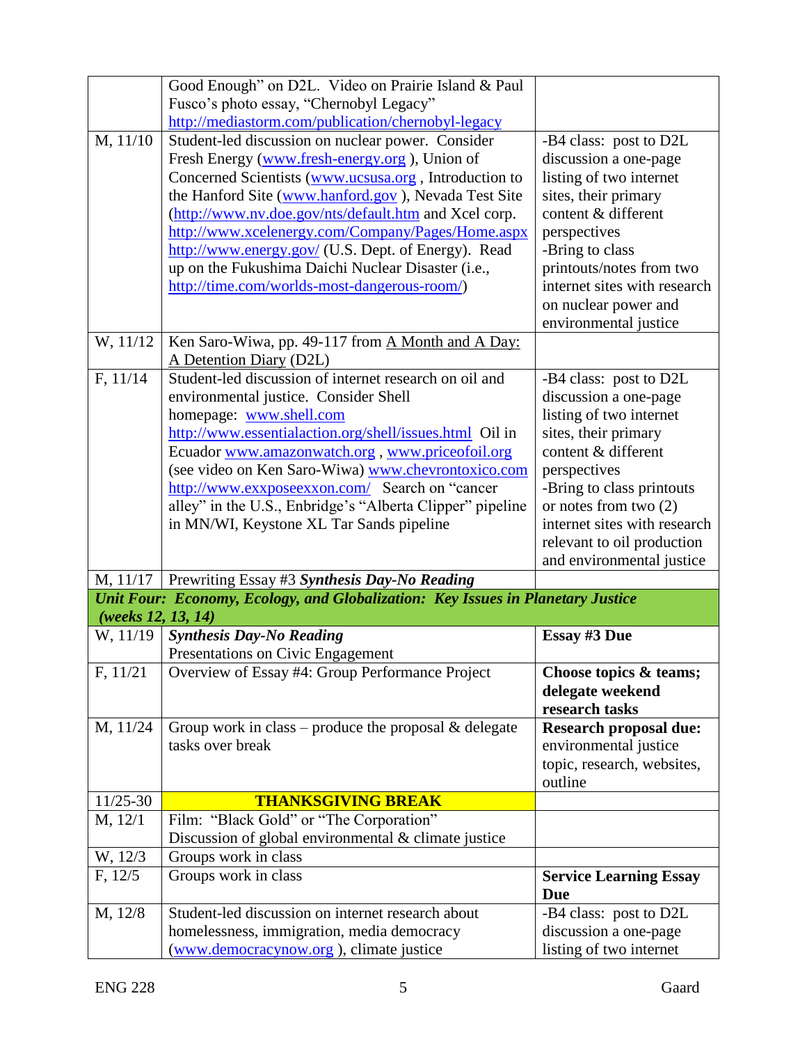| | | |
|---|---|---|
| | Good Enough" on D2L. Video on Prairie Island & Paul Fusco's photo essay, "Chernobyl Legacy" http://mediastorm.com/publication/chernobyl-legacy | |
| M, 11/10 | Student-led discussion on nuclear power. Consider Fresh Energy (www.fresh-energy.org ), Union of Concerned Scientists (www.ucsusa.org , Introduction to the Hanford Site (www.hanford.gov ), Nevada Test Site (http://www.nv.doe.gov/nts/default.htm and Xcel corp. http://www.xcelenergy.com/Company/Pages/Home.aspx http://www.energy.gov/ (U.S. Dept. of Energy). Read up on the Fukushima Daichi Nuclear Disaster (i.e., http://time.com/worlds-most-dangerous-room/) | -B4 class: post to D2L discussion a one-page listing of two internet sites, their primary content & different perspectives<br>-Bring to class printouts/notes from two internet sites with research on nuclear power and environmental justice |
| W, 11/12 | Ken Saro-Wiwa, pp. 49-117 from A Month and A Day: A Detention Diary (D2L) | |
| F, 11/14 | Student-led discussion of internet research on oil and environmental justice. Consider Shell homepage: www.shell.com http://www.essentialaction.org/shell/issues.html Oil in Ecuador www.amazonwatch.org , www.priceofoil.org (see video on Ken Saro-Wiwa) www.chevrontoxico.com http://www.exxposeexxon.com/ Search on "cancer alley" in the U.S., Enbridge's "Alberta Clipper" pipeline in MN/WI, Keystone XL Tar Sands pipeline | -B4 class: post to D2L discussion a one-page listing of two internet sites, their primary content & different perspectives<br>-Bring to class printouts or notes from two (2) internet sites with research relevant to oil production and environmental justice |
| M, 11/17 | Prewriting Essay #3 ***Synthesis Day-No Reading*** | |
| ***Unit Four: Economy, Ecology, and Globalization: Key Issues in Planetary Justice (weeks 12, 13, 14)*** | | |
| W, 11/19 | ***Synthesis Day-No Reading***<br>Presentations on Civic Engagement | **Essay #3 Due** |
| F, 11/21 | Overview of Essay #4: Group Performance Project | **Choose topics & teams; delegate weekend research tasks** |
| M, 11/24 | Group work in class – produce the proposal & delegate tasks over break | **Research proposal due:** environmental justice topic, research, websites, outline |
| 11/25-30 | **THANKSGIVING BREAK** | |
| M, 12/1 | Film: "Black Gold" or "The Corporation"<br>Discussion of global environmental & climate justice | |
| W, 12/3 | Groups work in class | |
| F, 12/5 | Groups work in class | **Service Learning Essay Due** |
| M, 12/8 | Student-led discussion on internet research about homelessness, immigration, media democracy (www.democracynow.org ), climate justice | -B4 class: post to D2L discussion a one-page listing of two internet |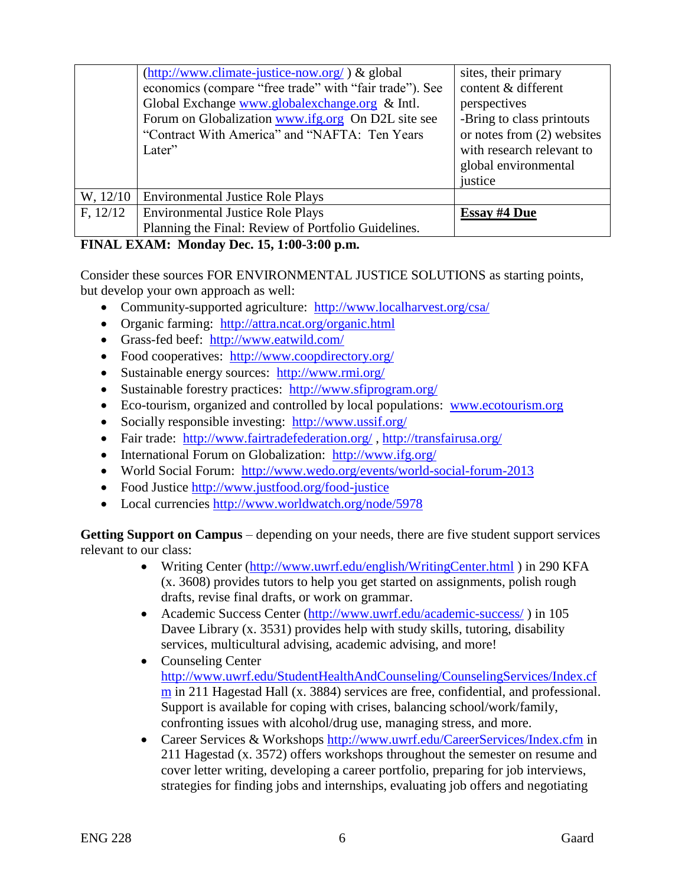| | | |
|---|---|---|
| | (http://www.climate-justice-now.org/ ) & global economics (compare "free trade" with "fair trade"). See Global Exchange www.globalexchange.org & Intl. Forum on Globalization www.ifg.org On D2L site see "Contract With America" and "NAFTA: Ten Years Later" | sites, their primary content & different perspectives<br>-Bring to class printouts or notes from (2) websites with research relevant to global environmental justice |
| W, 12/10 | Environmental Justice Role Plays | |
| F, 12/12 | Environmental Justice Role Plays<br>Planning the Final: Review of Portfolio Guidelines. | **Essay #4 Due** |

**FINAL EXAM: Monday Dec. 15, 1:00-3:00 p.m.**

Consider these sources FOR ENVIRONMENTAL JUSTICE SOLUTIONS as starting points, but develop your own approach as well:

- Community-supported agriculture: http://www.localharvest.org/csa/
- Organic farming: http://attra.ncat.org/organic.html
- Grass-fed beef: http://www.eatwild.com/
- Food cooperatives: http://www.coopdirectory.org/
- Sustainable energy sources: http://www.rmi.org/
- Sustainable forestry practices: http://www.sfiprogram.org/
- Eco-tourism, organized and controlled by local populations: www.ecotourism.org
- Socially responsible investing: http://www.ussif.org/
- Fair trade: http://www.fairtradefederation.org/ , http://transfairusa.org/
- International Forum on Globalization: http://www.ifg.org/
- World Social Forum: http://www.wedo.org/events/world-social-forum-2013
- Food Justice http://www.justfood.org/food-justice
- Local currencies http://www.worldwatch.org/node/5978

**Getting Support on Campus** – depending on your needs, there are five student support services relevant to our class:

- Writing Center (http://www.uwrf.edu/english/WritingCenter.html ) in 290 KFA (x. 3608) provides tutors to help you get started on assignments, polish rough drafts, revise final drafts, or work on grammar.
- Academic Success Center (http://www.uwrf.edu/academic-success/ ) in 105 Davee Library (x. 3531) provides help with study skills, tutoring, disability services, multicultural advising, academic advising, and more!
- Counseling Center http://www.uwrf.edu/StudentHealthAndCounseling/CounselingServices/Index.cfm in 211 Hagestad Hall (x. 3884) services are free, confidential, and professional. Support is available for coping with crises, balancing school/work/family, confronting issues with alcohol/drug use, managing stress, and more.
- Career Services & Workshops http://www.uwrf.edu/CareerServices/Index.cfm in 211 Hagestad (x. 3572) offers workshops throughout the semester on resume and cover letter writing, developing a career portfolio, preparing for job interviews, strategies for finding jobs and internships, evaluating job offers and negotiating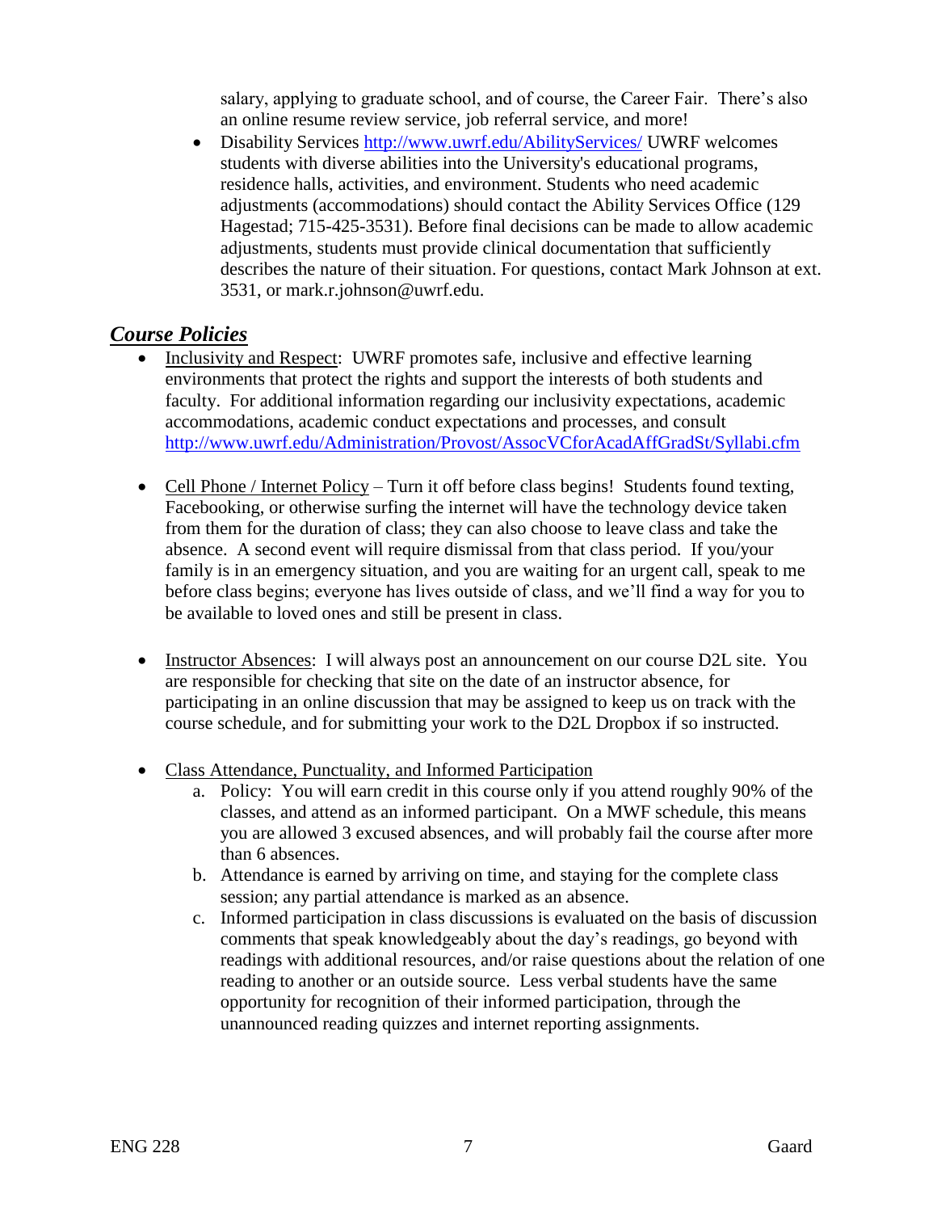salary, applying to graduate school, and of course, the Career Fair. There's also an online resume review service, job referral service, and more!

- Disability Services http://www.uwrf.edu/AbilityServices/ UWRF welcomes students with diverse abilities into the University's educational programs, residence halls, activities, and environment. Students who need academic adjustments (accommodations) should contact the Ability Services Office (129 Hagestad; 715-425-3531). Before final decisions can be made to allow academic adjustments, students must provide clinical documentation that sufficiently describes the nature of their situation. For questions, contact Mark Johnson at ext. 3531, or mark.r.johnson@uwrf.edu.

## ***Course Policies***

- Inclusivity and Respect: UWRF promotes safe, inclusive and effective learning environments that protect the rights and support the interests of both students and faculty. For additional information regarding our inclusivity expectations, academic accommodations, academic conduct expectations and processes, and consult http://www.uwrf.edu/Administration/Provost/AssocVCforAcadAffGradSt/Syllabi.cfm

- Cell Phone / Internet Policy – Turn it off before class begins! Students found texting, Facebooking, or otherwise surfing the internet will have the technology device taken from them for the duration of class; they can also choose to leave class and take the absence. A second event will require dismissal from that class period. If you/your family is in an emergency situation, and you are waiting for an urgent call, speak to me before class begins; everyone has lives outside of class, and we'll find a way for you to be available to loved ones and still be present in class.

- Instructor Absences: I will always post an announcement on our course D2L site. You are responsible for checking that site on the date of an instructor absence, for participating in an online discussion that may be assigned to keep us on track with the course schedule, and for submitting your work to the D2L Dropbox if so instructed.

- Class Attendance, Punctuality, and Informed Participation
  a. Policy: You will earn credit in this course only if you attend roughly 90% of the classes, and attend as an informed participant. On a MWF schedule, this means you are allowed 3 excused absences, and will probably fail the course after more than 6 absences.
  b. Attendance is earned by arriving on time, and staying for the complete class session; any partial attendance is marked as an absence.
  c. Informed participation in class discussions is evaluated on the basis of discussion comments that speak knowledgeably about the day's readings, go beyond with readings with additional resources, and/or raise questions about the relation of one reading to another or an outside source. Less verbal students have the same opportunity for recognition of their informed participation, through the unannounced reading quizzes and internet reporting assignments.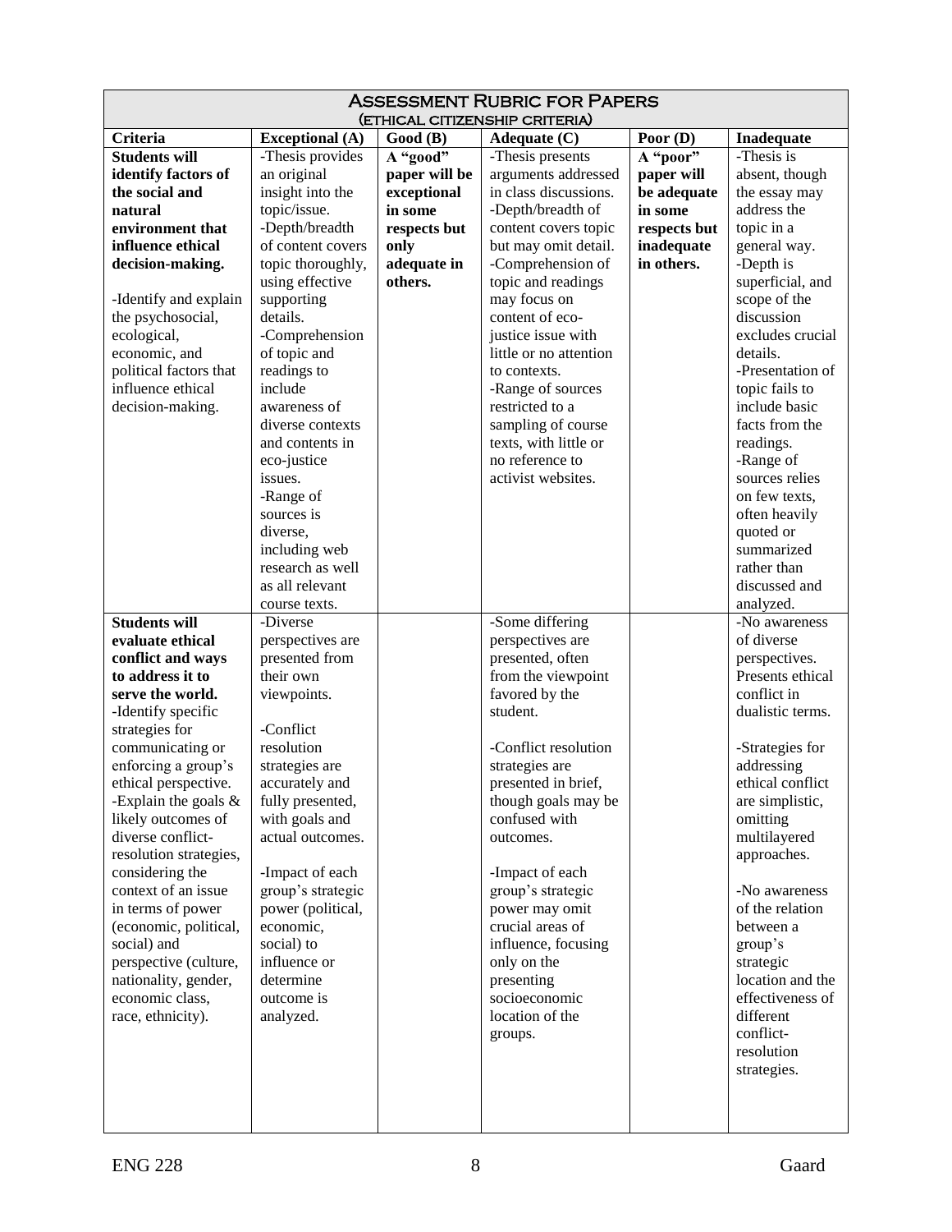# Assessment Rubric for Papers

## (Ethical Citizenship Criteria)

| Criteria | Exceptional (A) | Good (B) | Adequate (C) | Poor (D) | Inadequate |
|---|---|---|---|---|---|
| **Students will identify factors of the social and natural environment that influence ethical decision-making.**<br><br>-Identify and explain the psychosocial, ecological, economic, and political factors that influence ethical decision-making. | -Thesis provides an original insight into the topic/issue.<br>-Depth/breadth of content covers topic thoroughly, using effective supporting details.<br>-Comprehension of topic and readings to include awareness of diverse contexts and contents in eco-justice issues.<br>-Range of sources is diverse, including web research as well as all relevant course texts. | **A "good" paper will be exceptional in some respects but only adequate in others.** | -Thesis presents arguments addressed in class discussions.<br>-Depth/breadth of content covers topic but may omit detail.<br>-Comprehension of topic and readings may focus on content of eco-justice issue with little or no attention to contexts.<br>-Range of sources restricted to a sampling of course texts, with little or no reference to activist websites. | **A "poor" paper will be adequate in some respects but inadequate in others.** | -Thesis is absent, though the essay may address the topic in a general way.<br>-Depth is superficial, and scope of the discussion excludes crucial details.<br>-Presentation of topic fails to include basic facts from the readings.<br>-Range of sources relies on few texts, often heavily quoted or summarized rather than discussed and analyzed. |
| **Students will evaluate ethical conflict and ways to address it to serve the world.**<br>-Identify specific strategies for communicating or enforcing a group's ethical perspective.<br>-Explain the goals & likely outcomes of diverse conflict-resolution strategies, considering the context of an issue in terms of power (economic, political, social) and perspective (culture, nationality, gender, economic class, race, ethnicity). | -Diverse perspectives are presented from their own viewpoints.<br><br>-Conflict resolution strategies are accurately and fully presented, with goals and actual outcomes.<br><br>-Impact of each group's strategic power (political, economic, social) to influence or determine outcome is analyzed. | | -Some differing perspectives are presented, often from the viewpoint favored by the student.<br><br>-Conflict resolution strategies are presented in brief, though goals may be confused with outcomes.<br><br>-Impact of each group's strategic power may omit crucial areas of influence, focusing only on the presenting socioeconomic location of the groups. | | -No awareness of diverse perspectives. Presents ethical conflict in dualistic terms.<br><br>-Strategies for addressing ethical conflict are simplistic, omitting multilayered approaches.<br><br>-No awareness of the relation between a group's strategic location and the effectiveness of different conflict-resolution strategies. |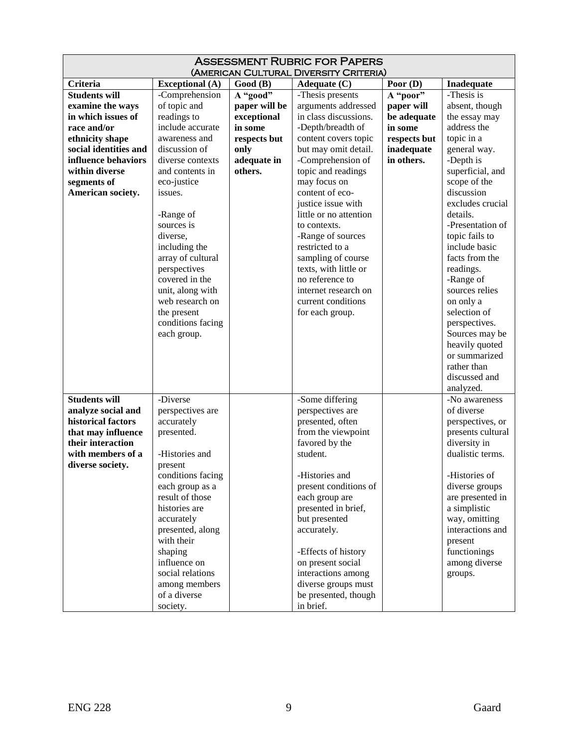| ASSESSMENT RUBRIC FOR PAPERS (AMERICAN CULTURAL DIVERSITY CRITERIA) | | | | | |
|---|---|---|---|---|---|
| **Criteria** | **Exceptional (A)** | **Good (B)** | **Adequate (C)** | **Poor (D)** | **Inadequate** |
| **Students will examine the ways in which issues of race and/or ethnicity shape social identities and influence behaviors within diverse segments of American society.** | -Comprehension of topic and readings to include accurate awareness and discussion of diverse contexts and contents in eco-justice issues.<br><br>-Range of sources is diverse, including the array of cultural perspectives covered in the unit, along with web research on the present conditions facing each group. | **A "good" paper will be exceptional in some respects but only adequate in others.** | -Thesis presents arguments addressed in class discussions.<br>-Depth/breadth of content covers topic but may omit detail.<br>-Comprehension of topic and readings may focus on content of eco-justice issue with little or no attention to contexts.<br>-Range of sources restricted to a sampling of course texts, with little or no reference to internet research on current conditions for each group. | **A "poor" paper will be adequate in some respects but inadequate in others.** | -Thesis is absent, though the essay may address the topic in a general way.<br>-Depth is superficial, and scope of the discussion excludes crucial details.<br>-Presentation of topic fails to include basic facts from the readings.<br>-Range of sources relies on only a selection of perspectives. Sources may be heavily quoted or summarized rather than discussed and analyzed. |
| **Students will analyze social and historical factors that may influence their interaction with members of a diverse society.** | -Diverse perspectives are accurately presented.<br><br>-Histories and present conditions facing each group as a result of those histories are accurately presented, along with their shaping influence on social relations among members of a diverse society. | | -Some differing perspectives are presented, often from the viewpoint favored by the student.<br><br>-Histories and present conditions of each group are presented in brief, but presented accurately.<br><br>-Effects of history on present social interactions among diverse groups must be presented, though in brief. | | -No awareness of diverse perspectives, or presents cultural diversity in dualistic terms.<br><br>-Histories of diverse groups are presented in a simplistic way, omitting interactions and present functionings among diverse groups. |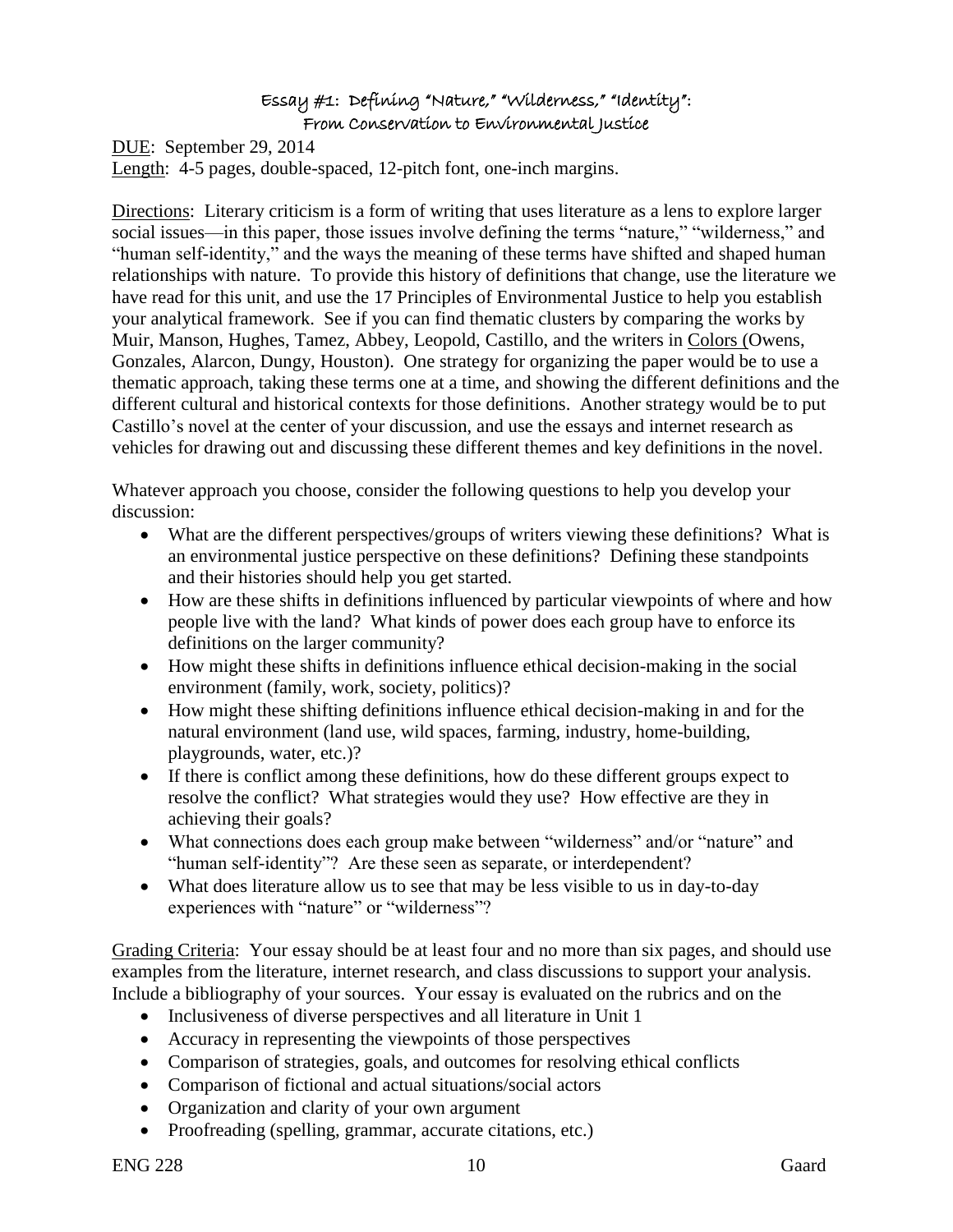## Essay #1: Defining "Nature," "Wilderness," "Identity": From Conservation to Environmental Justice

<u>DUE</u>: September 29, 2014

<u>Length</u>: 4-5 pages, double-spaced, 12-pitch font, one-inch margins.

<u>Directions</u>: Literary criticism is a form of writing that uses literature as a lens to explore larger social issues—in this paper, those issues involve defining the terms "nature," "wilderness," and "human self-identity," and the ways the meaning of these terms have shifted and shaped human relationships with nature. To provide this history of definitions that change, use the literature we have read for this unit, and use the 17 Principles of Environmental Justice to help you establish your analytical framework. See if you can find thematic clusters by comparing the works by Muir, Manson, Hughes, Tamez, Abbey, Leopold, Castillo, and the writers in <u>Colors</u> (Owens, Gonzales, Alarcon, Dungy, Houston). One strategy for organizing the paper would be to use a thematic approach, taking these terms one at a time, and showing the different definitions and the different cultural and historical contexts for those definitions. Another strategy would be to put Castillo's novel at the center of your discussion, and use the essays and internet research as vehicles for drawing out and discussing these different themes and key definitions in the novel.

Whatever approach you choose, consider the following questions to help you develop your discussion:

- What are the different perspectives/groups of writers viewing these definitions? What is an environmental justice perspective on these definitions? Defining these standpoints and their histories should help you get started.
- How are these shifts in definitions influenced by particular viewpoints of where and how people live with the land? What kinds of power does each group have to enforce its definitions on the larger community?
- How might these shifts in definitions influence ethical decision-making in the social environment (family, work, society, politics)?
- How might these shifting definitions influence ethical decision-making in and for the natural environment (land use, wild spaces, farming, industry, home-building, playgrounds, water, etc.)?
- If there is conflict among these definitions, how do these different groups expect to resolve the conflict? What strategies would they use? How effective are they in achieving their goals?
- What connections does each group make between "wilderness" and/or "nature" and "human self-identity"? Are these seen as separate, or interdependent?
- What does literature allow us to see that may be less visible to us in day-to-day experiences with "nature" or "wilderness"?

<u>Grading Criteria</u>: Your essay should be at least four and no more than six pages, and should use examples from the literature, internet research, and class discussions to support your analysis. Include a bibliography of your sources. Your essay is evaluated on the rubrics and on the

- Inclusiveness of diverse perspectives and all literature in Unit 1
- Accuracy in representing the viewpoints of those perspectives
- Comparison of strategies, goals, and outcomes for resolving ethical conflicts
- Comparison of fictional and actual situations/social actors
- Organization and clarity of your own argument
- Proofreading (spelling, grammar, accurate citations, etc.)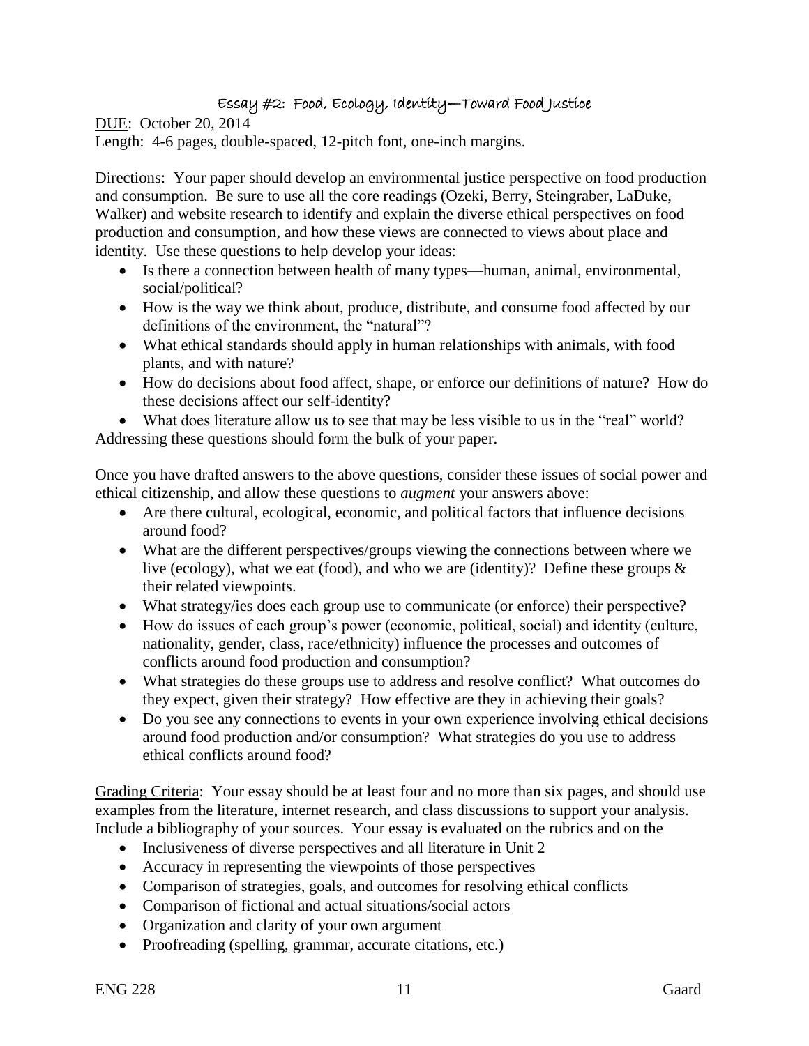## Essay #2: Food, Ecology, Identity—Toward Food Justice

DUE: October 20, 2014

Length: 4-6 pages, double-spaced, 12-pitch font, one-inch margins.

Directions: Your paper should develop an environmental justice perspective on food production and consumption. Be sure to use all the core readings (Ozeki, Berry, Steingraber, LaDuke, Walker) and website research to identify and explain the diverse ethical perspectives on food production and consumption, and how these views are connected to views about place and identity. Use these questions to help develop your ideas:

- Is there a connection between health of many types—human, animal, environmental, social/political?
- How is the way we think about, produce, distribute, and consume food affected by our definitions of the environment, the "natural"?
- What ethical standards should apply in human relationships with animals, with food plants, and with nature?
- How do decisions about food affect, shape, or enforce our definitions of nature? How do these decisions affect our self-identity?
- What does literature allow us to see that may be less visible to us in the "real" world?

Addressing these questions should form the bulk of your paper.

Once you have drafted answers to the above questions, consider these issues of social power and ethical citizenship, and allow these questions to *augment* your answers above:

- Are there cultural, ecological, economic, and political factors that influence decisions around food?
- What are the different perspectives/groups viewing the connections between where we live (ecology), what we eat (food), and who we are (identity)? Define these groups & their related viewpoints.
- What strategy/ies does each group use to communicate (or enforce) their perspective?
- How do issues of each group's power (economic, political, social) and identity (culture, nationality, gender, class, race/ethnicity) influence the processes and outcomes of conflicts around food production and consumption?
- What strategies do these groups use to address and resolve conflict? What outcomes do they expect, given their strategy? How effective are they in achieving their goals?
- Do you see any connections to events in your own experience involving ethical decisions around food production and/or consumption? What strategies do you use to address ethical conflicts around food?

Grading Criteria: Your essay should be at least four and no more than six pages, and should use examples from the literature, internet research, and class discussions to support your analysis. Include a bibliography of your sources. Your essay is evaluated on the rubrics and on the

- Inclusiveness of diverse perspectives and all literature in Unit 2
- Accuracy in representing the viewpoints of those perspectives
- Comparison of strategies, goals, and outcomes for resolving ethical conflicts
- Comparison of fictional and actual situations/social actors
- Organization and clarity of your own argument
- Proofreading (spelling, grammar, accurate citations, etc.)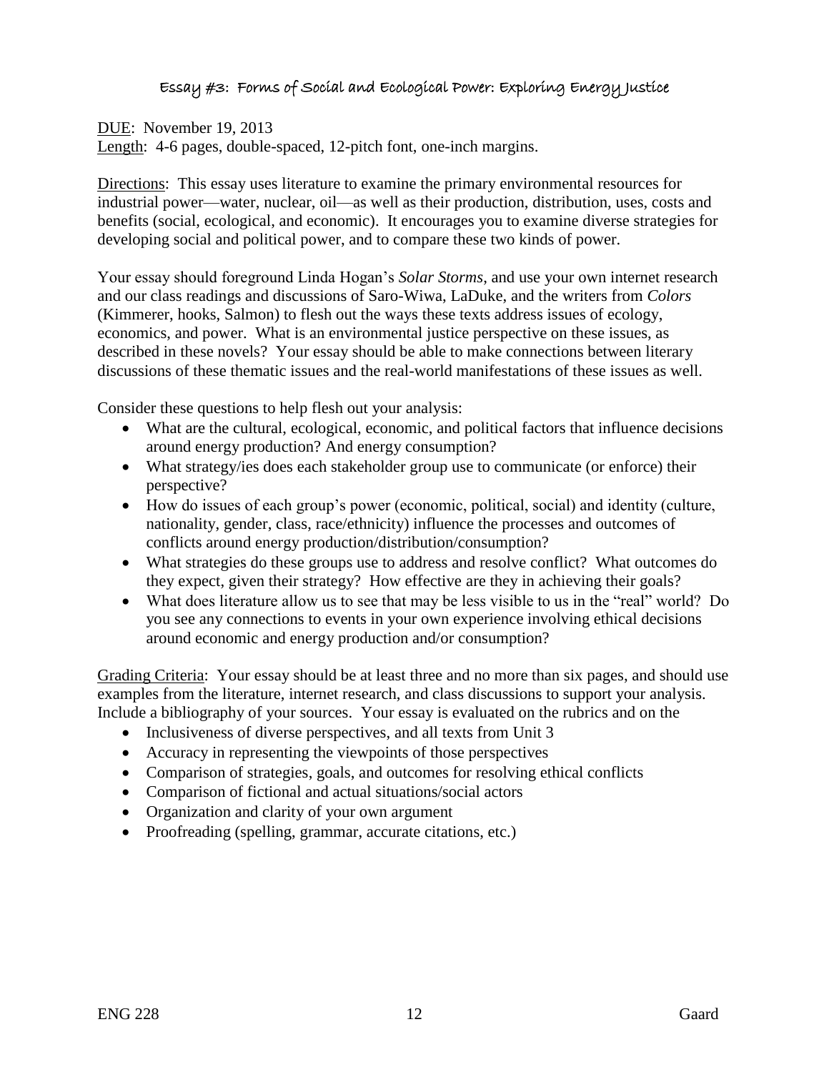# Essay #3: Forms of Social and Ecological Power: Exploring Energy Justice

DUE: November 19, 2013

Length: 4-6 pages, double-spaced, 12-pitch font, one-inch margins.

Directions: This essay uses literature to examine the primary environmental resources for industrial power—water, nuclear, oil—as well as their production, distribution, uses, costs and benefits (social, ecological, and economic). It encourages you to examine diverse strategies for developing social and political power, and to compare these two kinds of power.

Your essay should foreground Linda Hogan's *Solar Storms*, and use your own internet research and our class readings and discussions of Saro-Wiwa, LaDuke, and the writers from *Colors* (Kimmerer, hooks, Salmon) to flesh out the ways these texts address issues of ecology, economics, and power. What is an environmental justice perspective on these issues, as described in these novels? Your essay should be able to make connections between literary discussions of these thematic issues and the real-world manifestations of these issues as well.

Consider these questions to help flesh out your analysis:

- What are the cultural, ecological, economic, and political factors that influence decisions around energy production? And energy consumption?
- What strategy/ies does each stakeholder group use to communicate (or enforce) their perspective?
- How do issues of each group's power (economic, political, social) and identity (culture, nationality, gender, class, race/ethnicity) influence the processes and outcomes of conflicts around energy production/distribution/consumption?
- What strategies do these groups use to address and resolve conflict? What outcomes do they expect, given their strategy? How effective are they in achieving their goals?
- What does literature allow us to see that may be less visible to us in the "real" world? Do you see any connections to events in your own experience involving ethical decisions around economic and energy production and/or consumption?

Grading Criteria: Your essay should be at least three and no more than six pages, and should use examples from the literature, internet research, and class discussions to support your analysis. Include a bibliography of your sources. Your essay is evaluated on the rubrics and on the

- Inclusiveness of diverse perspectives, and all texts from Unit 3
- Accuracy in representing the viewpoints of those perspectives
- Comparison of strategies, goals, and outcomes for resolving ethical conflicts
- Comparison of fictional and actual situations/social actors
- Organization and clarity of your own argument
- Proofreading (spelling, grammar, accurate citations, etc.)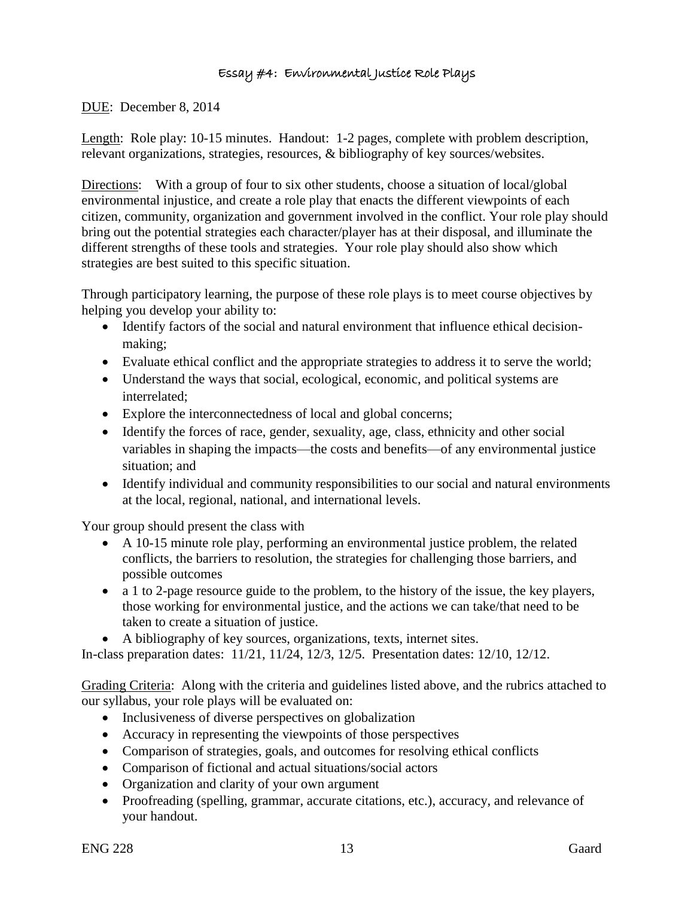# Essay #4: Environmental Justice Role Plays

DUE: December 8, 2014

Length: Role play: 10-15 minutes. Handout: 1-2 pages, complete with problem description, relevant organizations, strategies, resources, & bibliography of key sources/websites.

Directions: With a group of four to six other students, choose a situation of local/global environmental injustice, and create a role play that enacts the different viewpoints of each citizen, community, organization and government involved in the conflict. Your role play should bring out the potential strategies each character/player has at their disposal, and illuminate the different strengths of these tools and strategies. Your role play should also show which strategies are best suited to this specific situation.

Through participatory learning, the purpose of these role plays is to meet course objectives by helping you develop your ability to:

- Identify factors of the social and natural environment that influence ethical decision-making;
- Evaluate ethical conflict and the appropriate strategies to address it to serve the world;
- Understand the ways that social, ecological, economic, and political systems are interrelated;
- Explore the interconnectedness of local and global concerns;
- Identify the forces of race, gender, sexuality, age, class, ethnicity and other social variables in shaping the impacts—the costs and benefits—of any environmental justice situation; and
- Identify individual and community responsibilities to our social and natural environments at the local, regional, national, and international levels.

Your group should present the class with

- A 10-15 minute role play, performing an environmental justice problem, the related conflicts, the barriers to resolution, the strategies for challenging those barriers, and possible outcomes
- a 1 to 2-page resource guide to the problem, to the history of the issue, the key players, those working for environmental justice, and the actions we can take/that need to be taken to create a situation of justice.
- A bibliography of key sources, organizations, texts, internet sites.

In-class preparation dates: 11/21, 11/24, 12/3, 12/5. Presentation dates: 12/10, 12/12.

Grading Criteria: Along with the criteria and guidelines listed above, and the rubrics attached to our syllabus, your role plays will be evaluated on:

- Inclusiveness of diverse perspectives on globalization
- Accuracy in representing the viewpoints of those perspectives
- Comparison of strategies, goals, and outcomes for resolving ethical conflicts
- Comparison of fictional and actual situations/social actors
- Organization and clarity of your own argument
- Proofreading (spelling, grammar, accurate citations, etc.), accuracy, and relevance of your handout.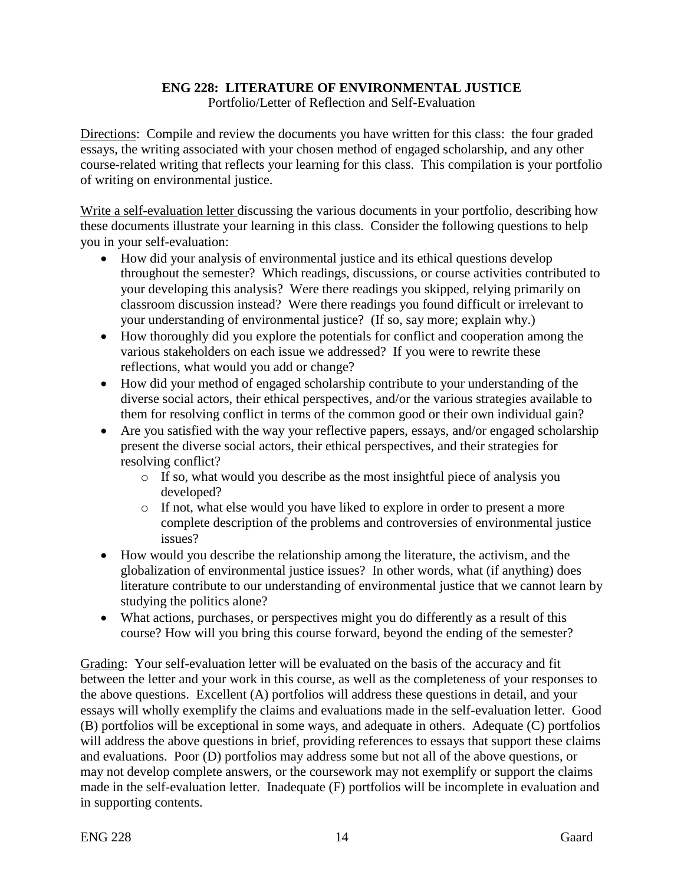**ENG 228: LITERATURE OF ENVIRONMENTAL JUSTICE**
Portfolio/Letter of Reflection and Self-Evaluation

Directions: Compile and review the documents you have written for this class: the four graded essays, the writing associated with your chosen method of engaged scholarship, and any other course-related writing that reflects your learning for this class. This compilation is your portfolio of writing on environmental justice.

Write a self-evaluation letter discussing the various documents in your portfolio, describing how these documents illustrate your learning in this class. Consider the following questions to help you in your self-evaluation:

- How did your analysis of environmental justice and its ethical questions develop throughout the semester? Which readings, discussions, or course activities contributed to your developing this analysis? Were there readings you skipped, relying primarily on classroom discussion instead? Were there readings you found difficult or irrelevant to your understanding of environmental justice? (If so, say more; explain why.)
- How thoroughly did you explore the potentials for conflict and cooperation among the various stakeholders on each issue we addressed? If you were to rewrite these reflections, what would you add or change?
- How did your method of engaged scholarship contribute to your understanding of the diverse social actors, their ethical perspectives, and/or the various strategies available to them for resolving conflict in terms of the common good or their own individual gain?
- Are you satisfied with the way your reflective papers, essays, and/or engaged scholarship present the diverse social actors, their ethical perspectives, and their strategies for resolving conflict?
    - If so, what would you describe as the most insightful piece of analysis you developed?
    - If not, what else would you have liked to explore in order to present a more complete description of the problems and controversies of environmental justice issues?
- How would you describe the relationship among the literature, the activism, and the globalization of environmental justice issues? In other words, what (if anything) does literature contribute to our understanding of environmental justice that we cannot learn by studying the politics alone?
- What actions, purchases, or perspectives might you do differently as a result of this course? How will you bring this course forward, beyond the ending of the semester?

Grading: Your self-evaluation letter will be evaluated on the basis of the accuracy and fit between the letter and your work in this course, as well as the completeness of your responses to the above questions. Excellent (A) portfolios will address these questions in detail, and your essays will wholly exemplify the claims and evaluations made in the self-evaluation letter. Good (B) portfolios will be exceptional in some ways, and adequate in others. Adequate (C) portfolios will address the above questions in brief, providing references to essays that support these claims and evaluations. Poor (D) portfolios may address some but not all of the above questions, or may not develop complete answers, or the coursework may not exemplify or support the claims made in the self-evaluation letter. Inadequate (F) portfolios will be incomplete in evaluation and in supporting contents.